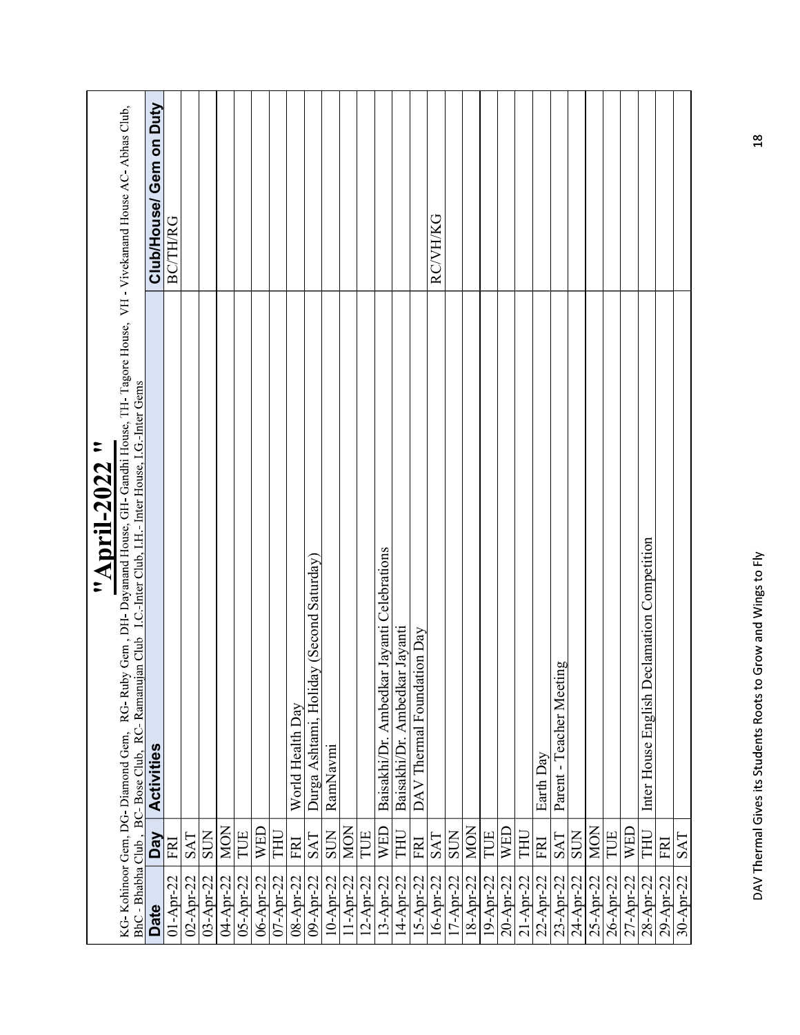# "April-2022"

KG- Kohinoor Gem, DG- Diamond Gem, RG- Ruby Gem, DH- Dayanand House, GH- Gandhi House, TH- Tagore House, VH - Vivekanand House AC- Abhas Club, BhC - Bhabha Club, BC- Bose Club, RC- Ramanujan Club I.C.-Inter Club, I.H.- Inter House, I.G.-Inter Gems

| Date | Day | Activities | Club/House/ Gem on Duty |
|---|---|---|---|
| 01-Apr-22 | FRI | | BC/TH/RG |
| 02-Apr-22 | SAT | | |
| 03-Apr-22 | SUN | | |
| 04-Apr-22 | MON | | |
| 05-Apr-22 | TUE | | |
| 06-Apr-22 | WED | | |
| 07-Apr-22 | THU | World Health Day | |
| 08-Apr-22 | FRI | | |
| 09-Apr-22 | SAT | Durga Ashtami, Holiday (Second Saturday) | |
| 10-Apr-22 | SUN | RamNavmi | |
| 11-Apr-22 | MON | | |
| 12-Apr-22 | TUE | | |
| 13-Apr-22 | WED | Baisakhi/Dr. Ambedkar Jayanti Celebrations | |
| 14-Apr-22 | THU | Baisakhi/Dr. Ambedkar Jayanti | |
| 15-Apr-22 | FRI | DAV Thermal Foundation Day | RC/VH/KG |
| 16-Apr-22 | SAT | | |
| 17-Apr-22 | SUN | | |
| 18-Apr-22 | MON | | |
| 19-Apr-22 | TUE | | |
| 20-Apr-22 | WED | | |
| 21-Apr-22 | THU | | |
| 22-Apr-22 | FRI | Earth Day | |
| 23-Apr-22 | SAT | Parent - Teacher Meeting | |
| 24-Apr-22 | SUN | | |
| 25-Apr-22 | MON | | |
| 26-Apr-22 | TUE | | |
| 27-Apr-22 | WED | | |
| 28-Apr-22 | THU | Inter House English Declamation Competition | |
| 29-Apr-22 | FRI | | |
| 30-Apr-22 | SAT | | |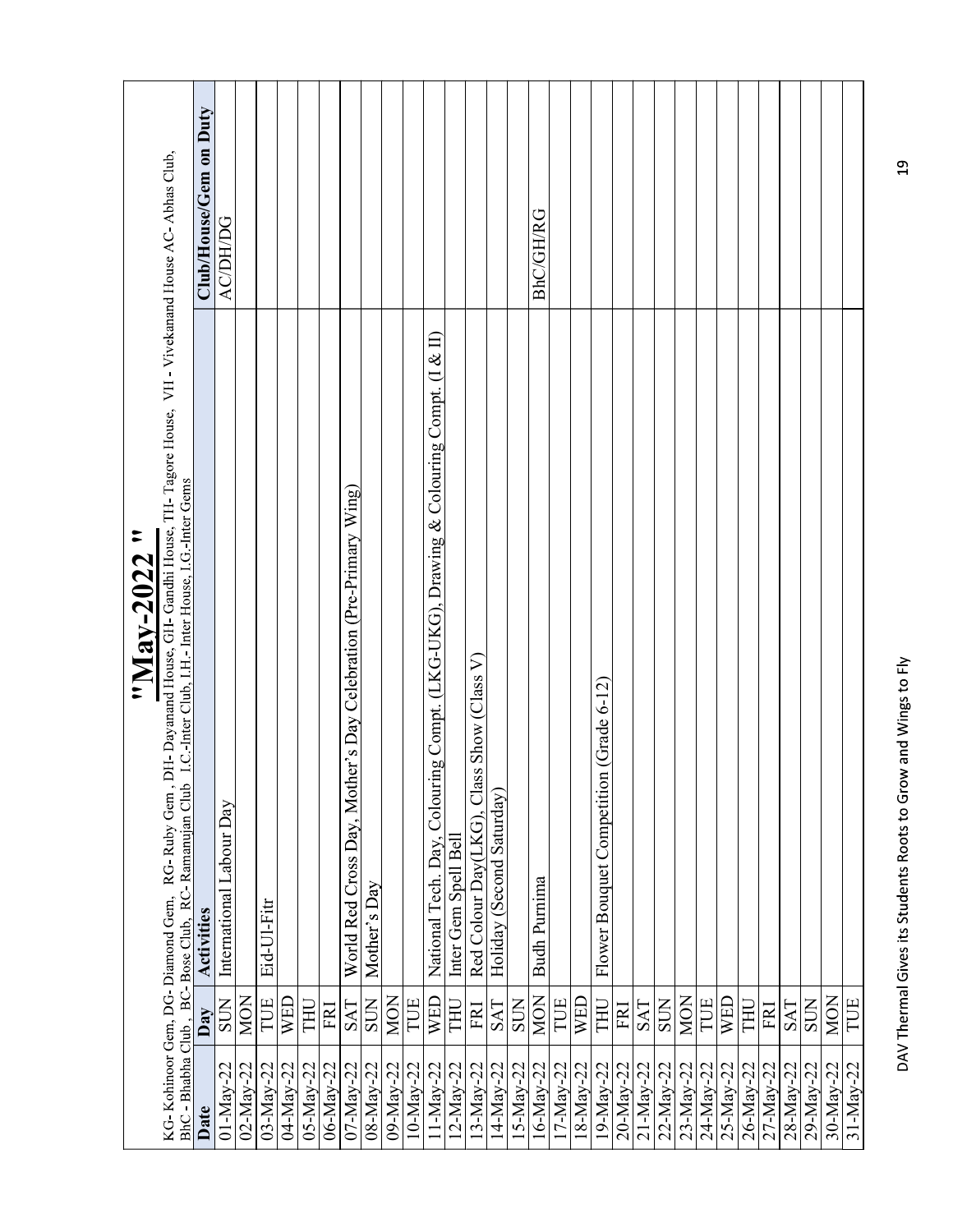# "May-2022"

KG- Kohinoor Gem, DG- Diamond Gem, RG- Ruby Gem , DH- Dayanand House, GH- Gandhi House, TH- Tagore House, VH - Vivekanand House AC- Abhas Club, BhC - Bhabha Club , BC- Bose Club, RC- Ramanujan Club I.C.-Inter Club, I.H.- Inter House, I.G.-Inter Gems

| Date | Day | Activities | Club/House/Gem on Duty |
|---|---|---|---|
| 01-May-22 | SUN | International Labour Day | AC/DH/DG |
| 02-May-22 | MON | | |
| 03-May-22 | TUE | Eid-Ul-Fitr | |
| 04-May-22 | WED | | |
| 05-May-22 | THU | | |
| 06-May-22 | FRI | | |
| 07-May-22 | SAT | World Red Cross Day, Mother's Day Celebration (Pre-Primary Wing) | |
| 08-May-22 | SUN | Mother's Day | |
| 09-May-22 | MON | | |
| 10-May-22 | TUE | | |
| 11-May-22 | WED | National Tech. Day, Colouring Compt. (LKG-UKG), Drawing & Colouring Compt. (I & II) | |
| 12-May-22 | THU | Inter Gem Spell Bell | |
| 13-May-22 | FRI | Red Colour Day(LKG), Class Show (Class V) | |
| 14-May-22 | SAT | Holiday (Second Saturday) | |
| 15-May-22 | SUN | | |
| 16-May-22 | MON | Budh Purnima | BhC/GH/RG |
| 17-May-22 | TUE | | |
| 18-May-22 | WED | | |
| 19-May-22 | THU | Flower Bouquet Competition (Grade 6-12) | |
| 20-May-22 | FRI | | |
| 21-May-22 | SAT | | |
| 22-May-22 | SUN | | |
| 23-May-22 | MON | | |
| 24-May-22 | TUE | | |
| 25-May-22 | WED | | |
| 26-May-22 | THU | | |
| 27-May-22 | FRI | | |
| 28-May-22 | SAT | | |
| 29-May-22 | SUN | | |
| 30-May-22 | MON | | |
| 31-May-22 | TUE | | |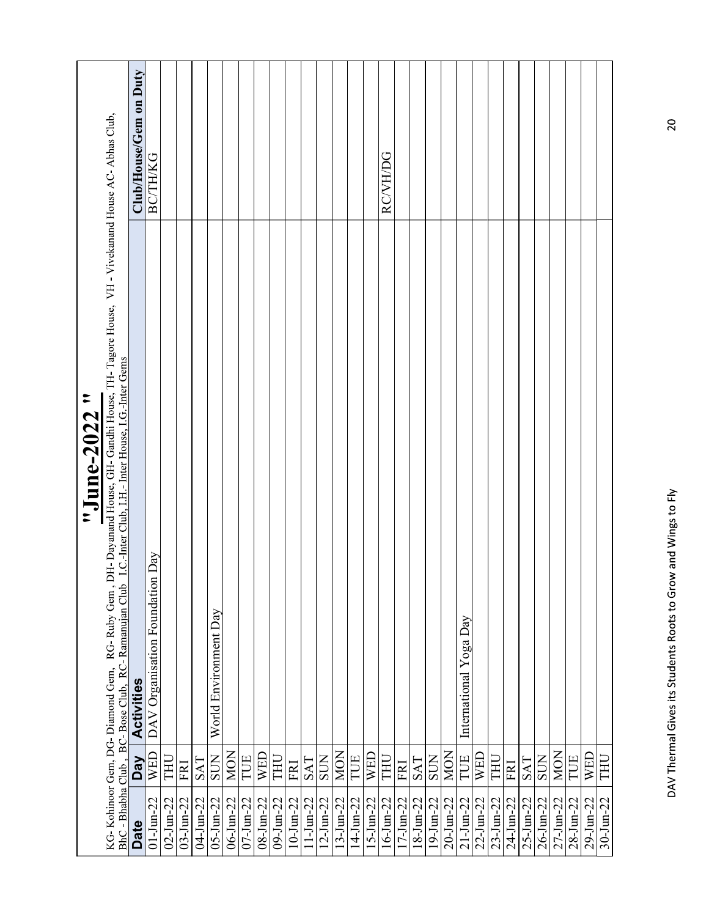# "June-2022"

KG- Kohinoor Gem, DG- Diamond Gem, RG- Ruby Gem , DH- Dayanand House, GH- Gandhi House, TH- Tagore House, VH - Vivekanand House AC- Abhas Club, BhC - Bhabha Club , BC- Bose Club, RC- Ramanujan Club I.C.-Inter Club, I.H.- Inter House, I.G.-Inter Gems

| Date | Day | Activities | Club/House/Gem on Duty |
|---|---|---|---|
| 01-Jun-22 | WED | DAV Organisation Foundation Day | BC/TH/KG |
| 02-Jun-22 | THU | | |
| 03-Jun-22 | FRI | | |
| 04-Jun-22 | SAT | | |
| 05-Jun-22 | SUN | World Environment Day | |
| 06-Jun-22 | MON | | |
| 07-Jun-22 | TUE | | |
| 08-Jun-22 | WED | | |
| 09-Jun-22 | THU | | |
| 10-Jun-22 | FRI | | |
| 11-Jun-22 | SAT | | |
| 12-Jun-22 | SUN | | |
| 13-Jun-22 | MON | | |
| 14-Jun-22 | TUE | | |
| 15-Jun-22 | WED | | |
| 16-Jun-22 | THU | | RC/VH/DG |
| 17-Jun-22 | FRI | | |
| 18-Jun-22 | SAT | | |
| 19-Jun-22 | SUN | | |
| 20-Jun-22 | MON | | |
| 21-Jun-22 | TUE | International Yoga Day | |
| 22-Jun-22 | WED | | |
| 23-Jun-22 | THU | | |
| 24-Jun-22 | FRI | | |
| 25-Jun-22 | SAT | | |
| 26-Jun-22 | SUN | | |
| 27-Jun-22 | MON | | |
| 28-Jun-22 | TUE | | |
| 29-Jun-22 | WED | | |
| 30-Jun-22 | THU | | |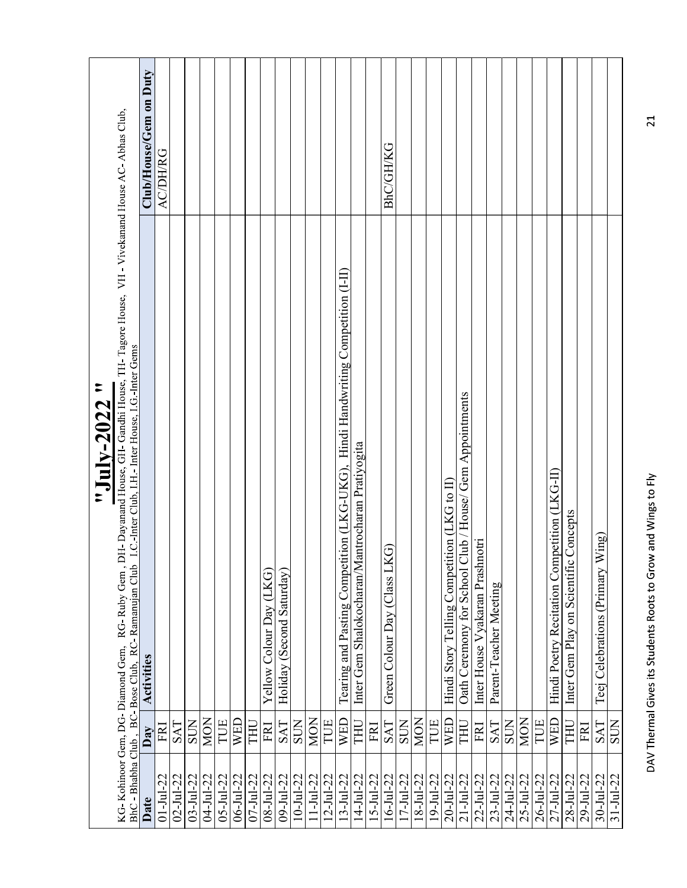# "July-2022 "

KG- Kohinoor Gem, DG- Diamond Gem, RG- Ruby Gem , DH- Dayanand House, GH- Gandhi House, TH- Tagore House, VH - Vivekanand House AC- Abhas Club, BhC - Bhabha Club , BC- Bose Club, RC- Ramanujan Club I.C.-Inter Club, I.H.- Inter House, I.G.-Inter Gems

| Date | Day | Activities | Club/House/Gem on Duty |
|---|---|---|---|
| 01-Jul-22 | FRI | | AC/DH/RG |
| 02-Jul-22 | SAT | | |
| 03-Jul-22 | SUN | | |
| 04-Jul-22 | MON | | |
| 05-Jul-22 | TUE | | |
| 06-Jul-22 | WED | | |
| 07-Jul-22 | THU | | |
| 08-Jul-22 | FRI | Yellow Colour Day (LKG) | |
| 09-Jul-22 | SAT | Holiday (Second Saturday) | |
| 10-Jul-22 | SUN | | |
| 11-Jul-22 | MON | | |
| 12-Jul-22 | TUE | | |
| 13-Jul-22 | WED | Tearing and Pasting Competition (LKG-UKG), Hindi Handwriting Competition (I-II) | |
| 14-Jul-22 | THU | Inter Gem Shalokocharan/Mantrocharan Pratiyogita | |
| 15-Jul-22 | FRI | | |
| 16-Jul-22 | SAT | Green Colour Day (Class LKG) | BhC/GH/KG |
| 17-Jul-22 | SUN | | |
| 18-Jul-22 | MON | | |
| 19-Jul-22 | TUE | | |
| 20-Jul-22 | WED | Hindi Story Telling Competition (LKG to II) | |
| 21-Jul-22 | THU | Oath Ceremony for School Club / House/ Gem Appointments | |
| 22-Jul-22 | FRI | Inter House Vyakaran Prashnotri | |
| 23-Jul-22 | SAT | Parent-Teacher Meeting | |
| 24-Jul-22 | SUN | | |
| 25-Jul-22 | MON | | |
| 26-Jul-22 | TUE | | |
| 27-Jul-22 | WED | Hindi Poetry Recitation Competition (LKG-II) | |
| 28-Jul-22 | THU | Inter Gem Play on Scientific Concepts | |
| 29-Jul-22 | FRI | | |
| 30-Jul-22 | SAT | Teej Celebrations (Primary Wing) | |
| 31-Jul-22 | SUN | | |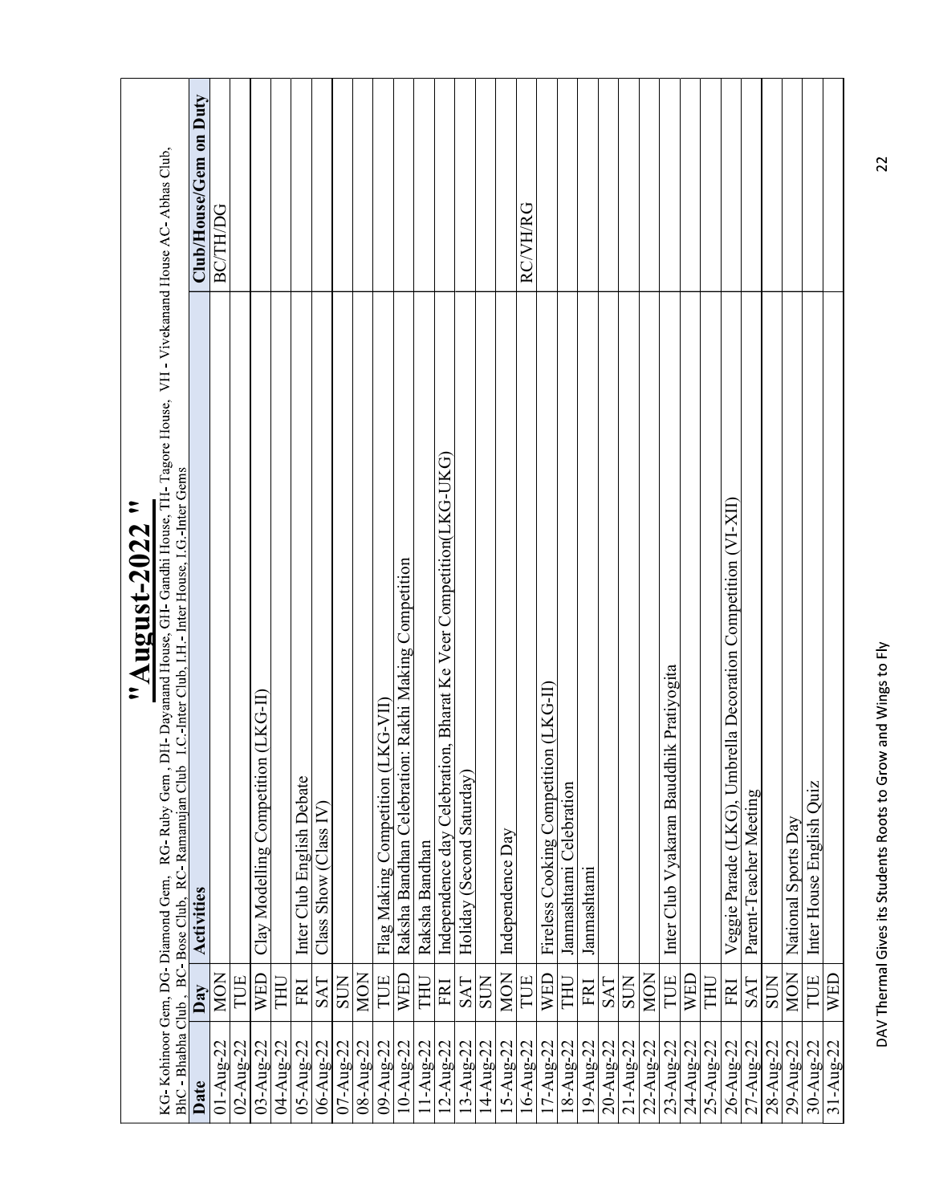# "August-2022"

KG- Kohinoor Gem, DG- Diamond Gem, RG- Ruby Gem, DH- Dayanand House, GH- Gandhi House, TH- Tagore House, VH - Vivekanand House AC- Abhas Club, BhC - Bhabha Club, BC- Bose Club, RC- Ramanujan Club I.C.-Inter Club, I.H.- Inter House, I.G.-Inter Gems

| Date | Day | Activities | Club/House/Gem on Duty |
|---|---|---|---|
| 01-Aug-22 | MON | | BC/TH/DG |
| 02-Aug-22 | TUE | | |
| 03-Aug-22 | WED | Clay Modelling Competition (LKG-II) | |
| 04-Aug-22 | THU | | |
| 05-Aug-22 | FRI | Inter Club English Debate | |
| 06-Aug-22 | SAT | Class Show (Class IV) | |
| 07-Aug-22 | SUN | | |
| 08-Aug-22 | MON | | |
| 09-Aug-22 | TUE | Flag Making Competition (LKG-VII) | |
| 10-Aug-22 | WED | Raksha Bandhan Celebration: Rakhi Making Competition | |
| 11-Aug-22 | THU | Raksha Bandhan | |
| 12-Aug-22 | FRI | Independence day Celebration, Bharat Ke Veer Competition(LKG-UKG) | |
| 13-Aug-22 | SAT | Holiday (Second Saturday) | |
| 14-Aug-22 | SUN | | |
| 15-Aug-22 | MON | Independence Day | |
| 16-Aug-22 | TUE | | RC/VH/RG |
| 17-Aug-22 | WED | Fireless Cooking Competition (LKG-II) | |
| 18-Aug-22 | THU | Janmashtami Celebration | |
| 19-Aug-22 | FRI | Janmashtami | |
| 20-Aug-22 | SAT | | |
| 21-Aug-22 | SUN | | |
| 22-Aug-22 | MON | | |
| 23-Aug-22 | TUE | Inter Club Vyakaran Bauddhik Pratiyogita | |
| 24-Aug-22 | WED | | |
| 25-Aug-22 | THU | | |
| 26-Aug-22 | FRI | Veggie Parade (LKG), Umbrella Decoration Competition (VI-XII) | |
| 27-Aug-22 | SAT | Parent-Teacher Meeting | |
| 28-Aug-22 | SUN | | |
| 29-Aug-22 | MON | National Sports Day | |
| 30-Aug-22 | TUE | Inter House English Quiz | |
| 31-Aug-22 | WED | | |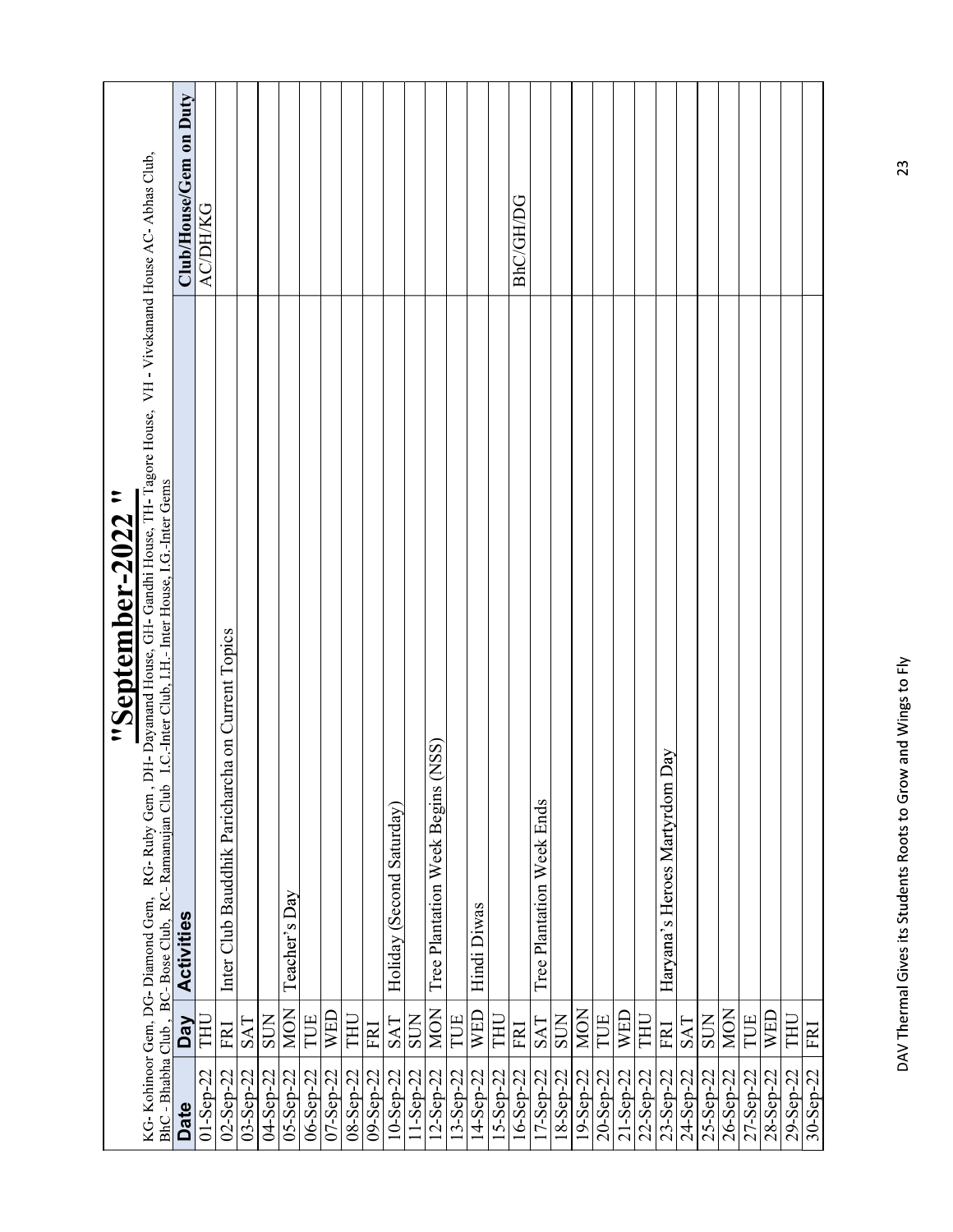# "September-2022 "

KG- Kohinoor Gem, DG- Diamond Gem, RG- Ruby Gem , DH- Dayanand House, GH- Gandhi House, TH- Tagore House, VH - Vivekanand House AC- Abhas Club, BhC - Bhabha Club , BC- Bose Club, RC- Ramanujan Club I.C.-Inter Club, I.H.- Inter House, I.G.-Inter Gems

| Date | Day | Activities | Club/House/Gem on Duty |
|---|---|---|---|
| 01-Sep-22 | THU | | AC/DH/KG |
| 02-Sep-22 | FRI | Inter Club Bauddhik Paricharcha on Current Topics | |
| 03-Sep-22 | SAT | | |
| 04-Sep-22 | SUN | | |
| 05-Sep-22 | MON | Teacher's Day | |
| 06-Sep-22 | TUE | | |
| 07-Sep-22 | WED | | |
| 08-Sep-22 | THU | | |
| 09-Sep-22 | FRI | | |
| 10-Sep-22 | SAT | Holiday (Second Saturday) | |
| 11-Sep-22 | SUN | | |
| 12-Sep-22 | MON | Tree Plantation Week Begins (NSS) | |
| 13-Sep-22 | TUE | | |
| 14-Sep-22 | WED | Hindi Diwas | |
| 15-Sep-22 | THU | | |
| 16-Sep-22 | FRI | | BhC/GH/DG |
| 17-Sep-22 | SAT | Tree Plantation Week Ends | |
| 18-Sep-22 | SUN | | |
| 19-Sep-22 | MON | | |
| 20-Sep-22 | TUE | | |
| 21-Sep-22 | WED | | |
| 22-Sep-22 | THU | | |
| 23-Sep-22 | FRI | Haryana's Heroes Martyrdom Day | |
| 24-Sep-22 | SAT | | |
| 25-Sep-22 | SUN | | |
| 26-Sep-22 | MON | | |
| 27-Sep-22 | TUE | | |
| 28-Sep-22 | WED | | |
| 29-Sep-22 | THU | | |
| 30-Sep-22 | FRI | | |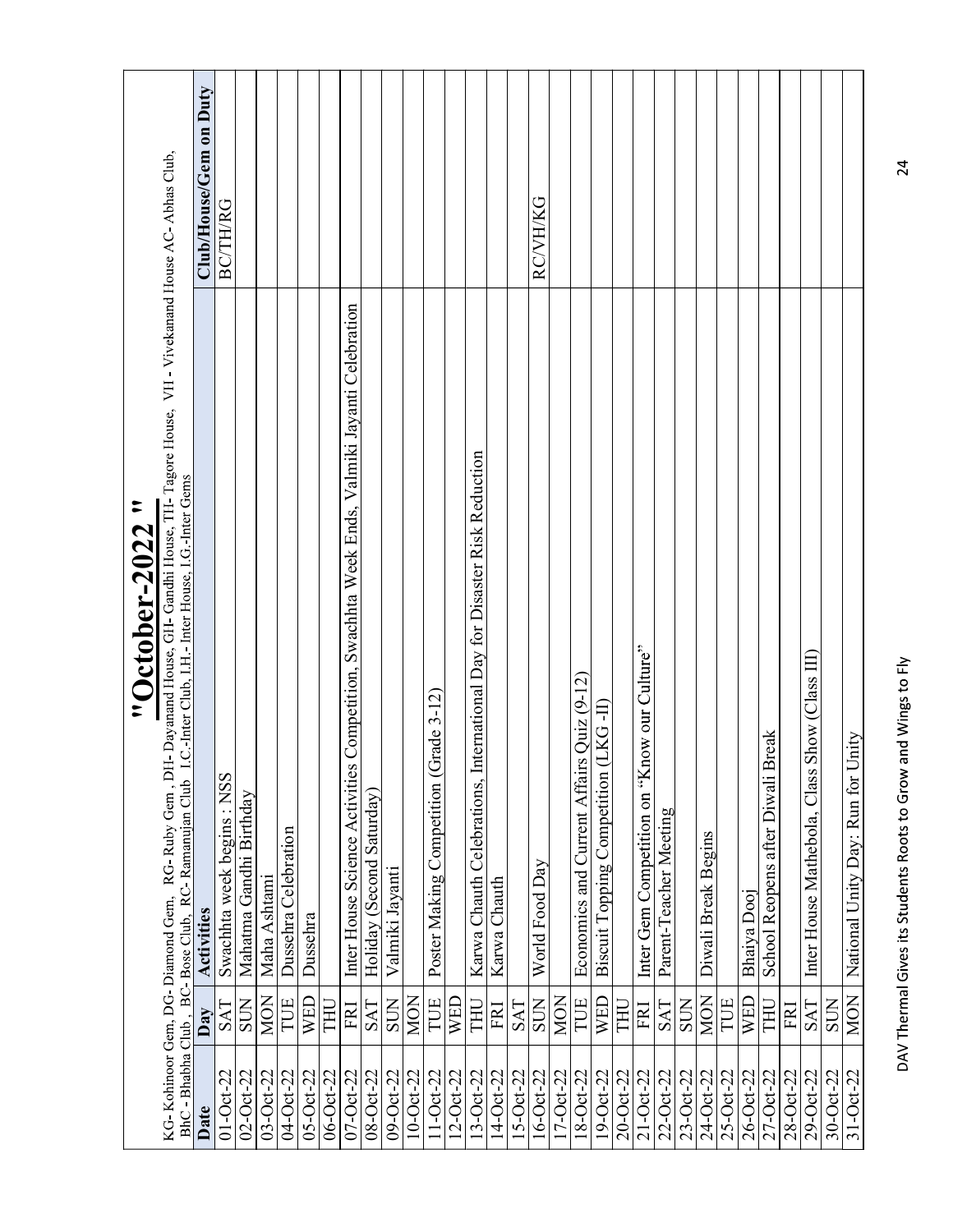# "October-2022 "

KG- Kohinoor Gem, DG- Diamond Gem, RG- Ruby Gem , DH- Dayanand House, GH- Gandhi House, TH- Tagore House, VH - Vivekanand House AC- Abhas Club, BhC - Bhabha Club , BC- Bose Club, RC- Ramanujan Club I.C.-Inter Club, I.H.- Inter House, I.G.-Inter Gems

| Date | Day | Activities | Club/House/Gem on Duty |
|---|---|---|---|
| 01-Oct-22 | SAT | Swachhta week begins : NSS | BC/TH/RG |
| 02-Oct-22 | SUN | Mahatma Gandhi Birthday | |
| 03-Oct-22 | MON | Maha Ashtami | |
| 04-Oct-22 | TUE | Dussehra Celebration | |
| 05-Oct-22 | WED | Dussehra | |
| 06-Oct-22 | THU | | |
| 07-Oct-22 | FRI | Inter House Science Activities Competition, Swachhta Week Ends, Valmiki Jayanti Celebration | |
| 08-Oct-22 | SAT | Holiday (Second Saturday) | |
| 09-Oct-22 | SUN | Valmiki Jayanti | |
| 10-Oct-22 | MON | | |
| 11-Oct-22 | TUE | Poster Making Competition (Grade 3-12) | |
| 12-Oct-22 | WED | | |
| 13-Oct-22 | THU | Karwa Chauth Celebrations, International Day for Disaster Risk Reduction | |
| 14-Oct-22 | FRI | Karwa Chauth | |
| 15-Oct-22 | SAT | | |
| 16-Oct-22 | SUN | World Food Day | RC/VH/KG |
| 17-Oct-22 | MON | | |
| 18-Oct-22 | TUE | Economics and Current Affairs Quiz (9-12) | |
| 19-Oct-22 | WED | Biscuit Topping Competition (LKG -II) | |
| 20-Oct-22 | THU | | |
| 21-Oct-22 | FRI | Inter Gem Competition on "Know our Culture" | |
| 22-Oct-22 | SAT | Parent-Teacher Meeting | |
| 23-Oct-22 | SUN | | |
| 24-Oct-22 | MON | Diwali Break Begins | |
| 25-Oct-22 | TUE | | |
| 26-Oct-22 | WED | Bhaiya Dooj | |
| 27-Oct-22 | THU | School Reopens after Diwali Break | |
| 28-Oct-22 | FRI | | |
| 29-Oct-22 | SAT | Inter House Mathebola, Class Show (Class III) | |
| 30-Oct-22 | SUN | | |
| 31-Oct-22 | MON | National Unity Day: Run for Unity | |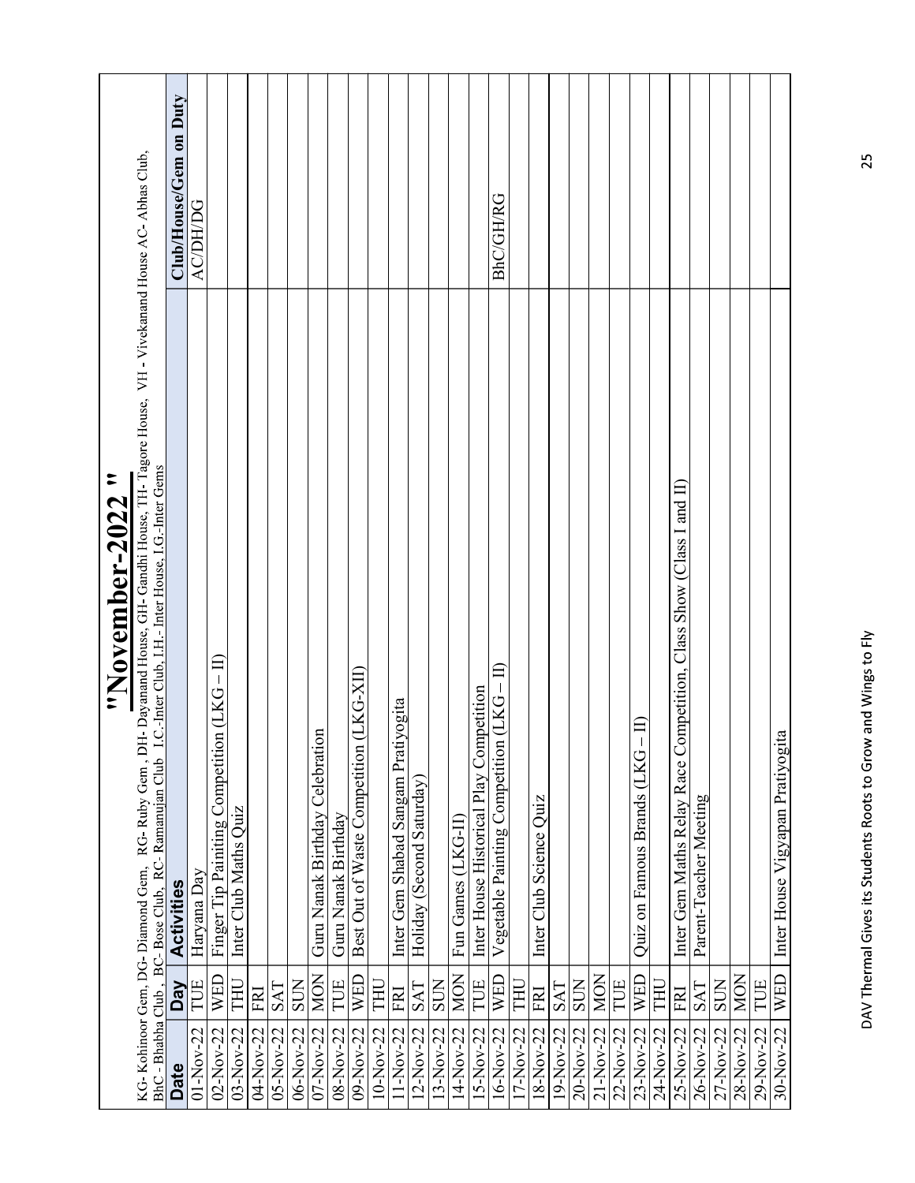# "November-2022"

KG- Kohinoor Gem, DG- Diamond Gem, RG- Ruby Gem, DH- Dayanand House, GH- Gandhi House, TH- Tagore House, VH - Vivekanand House AC- Abhas Club, BhC - Bhabha Club, BC- Bose Club, RC- Ramanujan Club I.C.-Inter Club, I.H.- Inter House, I.G.-Inter Gems

| Date | Day | Activities | Club/House/Gem on Duty |
|---|---|---|---|
| 01-Nov-22 | TUE | Haryana Day | AC/DH/DG |
| 02-Nov-22 | WED | Finger Tip Painiting Competition (LKG – II) | |
| 03-Nov-22 | THU | Inter Club Maths Quiz | |
| 04-Nov-22 | FRI | | |
| 05-Nov-22 | SAT | | |
| 06-Nov-22 | SUN | | |
| 07-Nov-22 | MON | Guru Nanak Birthday Celebration | |
| 08-Nov-22 | TUE | Guru Nanak Birthday | |
| 09-Nov-22 | WED | Best Out of Waste Competition (LKG-XII) | |
| 10-Nov-22 | THU | | |
| 11-Nov-22 | FRI | Inter Gem Shabad Sangam Pratiyogita | |
| 12-Nov-22 | SAT | Holiday (Second Saturday) | |
| 13-Nov-22 | SUN | | |
| 14-Nov-22 | MON | Fun Games (LKG-II) | |
| 15-Nov-22 | TUE | Inter House Historical Play Competition | |
| 16-Nov-22 | WED | Vegetable Painting Competition (LKG – II) | BhC/GH/RG |
| 17-Nov-22 | THU | | |
| 18-Nov-22 | FRI | Inter Club Science Quiz | |
| 19-Nov-22 | SAT | | |
| 20-Nov-22 | SUN | | |
| 21-Nov-22 | MON | | |
| 22-Nov-22 | TUE | | |
| 23-Nov-22 | WED | Quiz on Famous Brands (LKG – II) | |
| 24-Nov-22 | THU | | |
| 25-Nov-22 | FRI | Inter Gem Maths Relay Race Competition, Class Show (Class I and II) | |
| 26-Nov-22 | SAT | Parent-Teacher Meeting | |
| 27-Nov-22 | SUN | | |
| 28-Nov-22 | MON | | |
| 29-Nov-22 | TUE | | |
| 30-Nov-22 | WED | Inter House Vigyapan Pratiyogita | |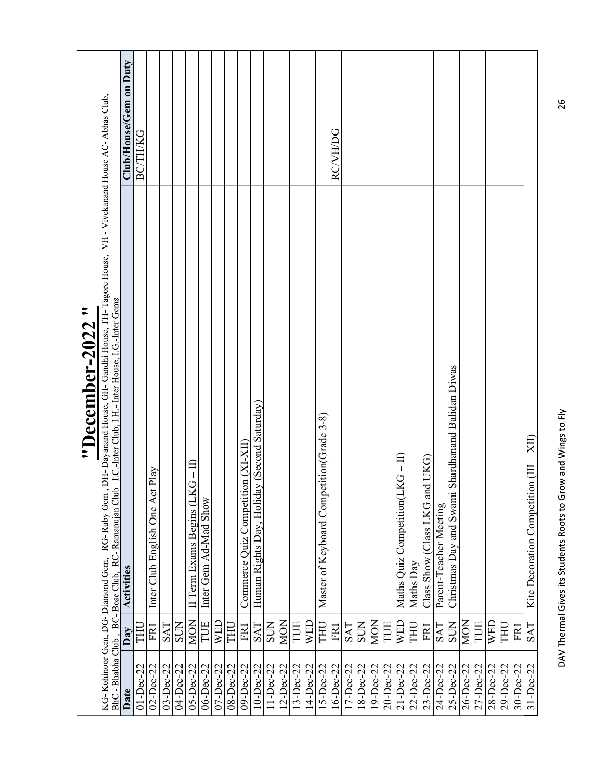# "December-2022"

KG- Kohinoor Gem, DG- Diamond Gem, RG- Ruby Gem , DH- Dayanand House, GH- Gandhi House, TH- Tagore House, VH - Vivekanand House AC- Abhas Club, BhC - Bhabha Club , BC- Bose Club, RC- Ramanujan Club I.C.-Inter Club, I.H.- Inter House, I.G.-Inter Gems

| Date | Day | Activities | Club/House/Gem on Duty |
|---|---|---|---|
| 01-Dec-22 | THU | | BC/TH/KG |
| 02-Dec-22 | FRI | Inter Club English One Act Play | |
| 03-Dec-22 | SAT | | |
| 04-Dec-22 | SUN | | |
| 05-Dec-22 | MON | II Term Exams Begins (LKG – II) | |
| 06-Dec-22 | TUE | Inter Gem Ad-Mad Show | |
| 07-Dec-22 | WED | | |
| 08-Dec-22 | THU | | |
| 09-Dec-22 | FRI | Commerce Quiz Competition (XI-XII) | |
| 10-Dec-22 | SAT | Human Rights Day, Holiday (Second Saturday) | |
| 11-Dec-22 | SUN | | |
| 12-Dec-22 | MON | | |
| 13-Dec-22 | TUE | | |
| 14-Dec-22 | WED | | |
| 15-Dec-22 | THU | Master of Keyboard Competition(Grade 3-8) | |
| 16-Dec-22 | FRI | | RC/VH/DG |
| 17-Dec-22 | SAT | | |
| 18-Dec-22 | SUN | | |
| 19-Dec-22 | MON | | |
| 20-Dec-22 | TUE | | |
| 21-Dec-22 | WED | Maths Quiz Competition(LKG – II) | |
| 22-Dec-22 | THU | Maths Day | |
| 23-Dec-22 | FRI | Class Show (Class LKG and UKG) | |
| 24-Dec-22 | SAT | Parent-Teacher Meeting | |
| 25-Dec-22 | SUN | Christmas Day and Swami Shardhanand Balidan Diwas | |
| 26-Dec-22 | MON | | |
| 27-Dec-22 | TUE | | |
| 28-Dec-22 | WED | | |
| 29-Dec-22 | THU | | |
| 30-Dec-22 | FRI | | |
| 31-Dec-22 | SAT | Kite Decoration Competition (III – XII) | |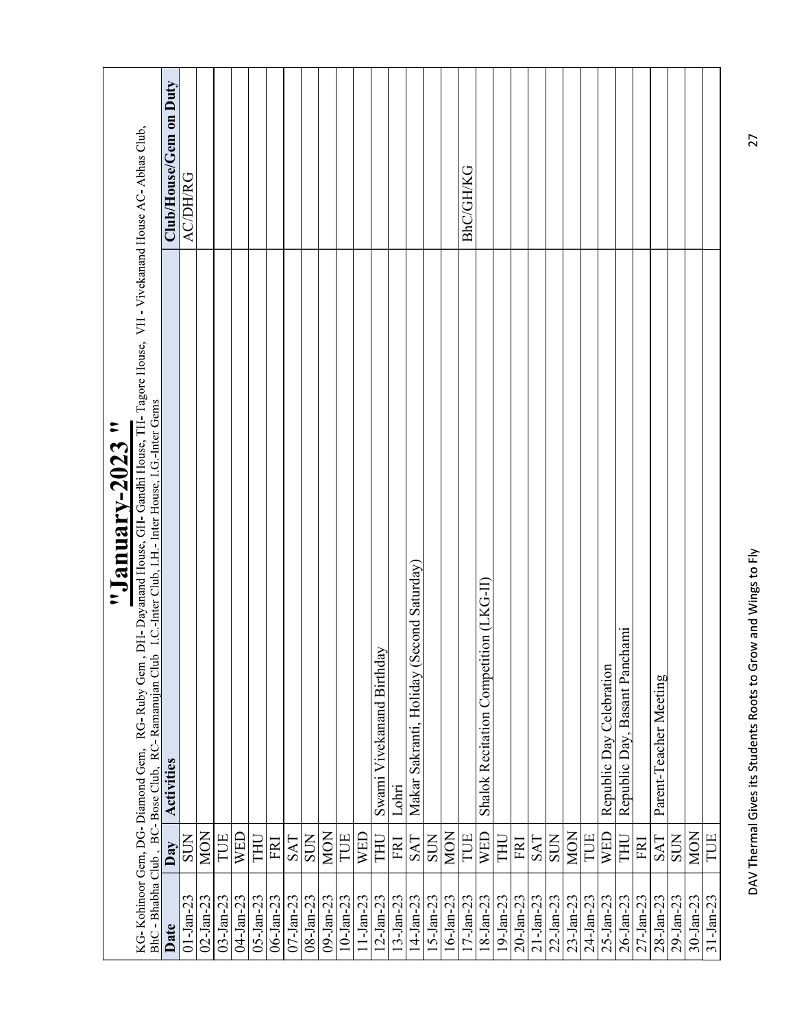# "January-2023"

KG- Kohinoor Gem, DG- Diamond Gem, RG- Ruby Gem , DH- Dayanand House, GH- Gandhi House, TH- Tagore House, VH - Vivekanand House AC- Abhas Club, BhC - Bhabha Club , BC- Bose Club, RC- Ramanujan Club I.C.-Inter Club, I.H.- Inter House, I.G.-Inter Gems

| Date | Day | Activities | Club/House/Gem on Duty |
|---|---|---|---|
| 01-Jan-23 | SUN | | AC/DH/RG |
| 02-Jan-23 | MON | | |
| 03-Jan-23 | TUE | | |
| 04-Jan-23 | WED | | |
| 05-Jan-23 | THU | | |
| 06-Jan-23 | FRI | | |
| 07-Jan-23 | SAT | | |
| 08-Jan-23 | SUN | | |
| 09-Jan-23 | MON | | |
| 10-Jan-23 | TUE | | |
| 11-Jan-23 | WED | | |
| 12-Jan-23 | THU | Swami Vivekanand Birthday | |
| 13-Jan-23 | FRI | Lohri | |
| 14-Jan-23 | SAT | Makar Sakranti, Holiday (Second Saturday) | |
| 15-Jan-23 | SUN | | |
| 16-Jan-23 | MON | | |
| 17-Jan-23 | TUE | | BhC/GH/KG |
| 18-Jan-23 | WED | Shalok Recitation Competition (LKG-II) | |
| 19-Jan-23 | THU | | |
| 20-Jan-23 | FRI | | |
| 21-Jan-23 | SAT | | |
| 22-Jan-23 | SUN | | |
| 23-Jan-23 | MON | | |
| 24-Jan-23 | TUE | | |
| 25-Jan-23 | WED | Republic Day Celebration | |
| 26-Jan-23 | THU | Republic Day, Basant Panchami | |
| 27-Jan-23 | FRI | | |
| 28-Jan-23 | SAT | Parent-Teacher Meeting | |
| 29-Jan-23 | SUN | | |
| 30-Jan-23 | MON | | |
| 31-Jan-23 | TUE | | |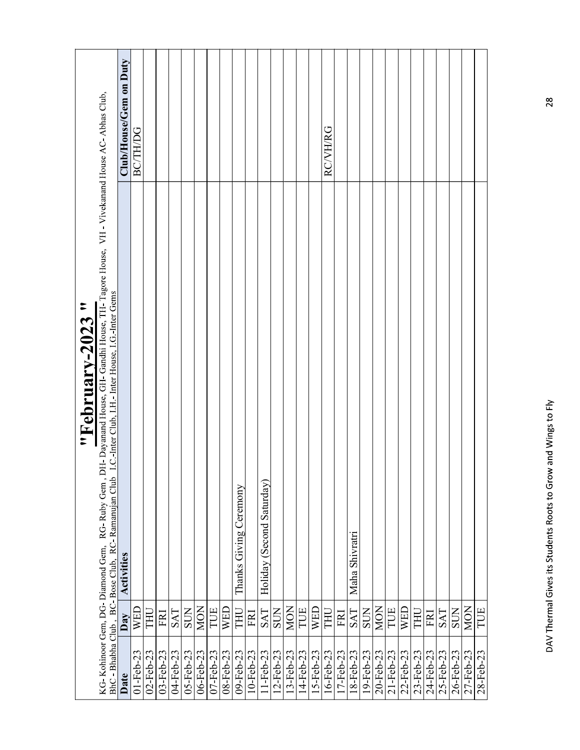# "February-2023"

KG- Kohinoor Gem, DG- Diamond Gem, RG- Ruby Gem , DH- Dayanand House, GH- Gandhi House, TH- Tagore House, VH - Vivekanand House AC- Abhas Club, BhC - Bhabha Club , BC- Bose Club, RC- Ramanujan Club I.C.-Inter Club, I.H.- Inter House, I.G.-Inter Gems

| Date | Day | Activities | Club/House/Gem on Duty |
|---|---|---|---|
| 01-Feb-23 | WED | | BC/TH/DG |
| 02-Feb-23 | THU | | |
| 03-Feb-23 | FRI | | |
| 04-Feb-23 | SAT | | |
| 05-Feb-23 | SUN | | |
| 06-Feb-23 | MON | | |
| 07-Feb-23 | TUE | | |
| 08-Feb-23 | WED | | |
| 09-Feb-23 | THU | Thanks Giving Ceremony | |
| 10-Feb-23 | FRI | | |
| 11-Feb-23 | SAT | Holiday (Second Saturday) | |
| 12-Feb-23 | SUN | | |
| 13-Feb-23 | MON | | |
| 14-Feb-23 | TUE | | |
| 15-Feb-23 | WED | | |
| 16-Feb-23 | THU | | RC/VH/RG |
| 17-Feb-23 | FRI | | |
| 18-Feb-23 | SAT | Maha Shivratri | |
| 19-Feb-23 | SUN | | |
| 20-Feb-23 | MON | | |
| 21-Feb-23 | TUE | | |
| 22-Feb-23 | WED | | |
| 23-Feb-23 | THU | | |
| 24-Feb-23 | FRI | | |
| 25-Feb-23 | SAT | | |
| 26-Feb-23 | SUN | | |
| 27-Feb-23 | MON | | |
| 28-Feb-23 | TUE | | |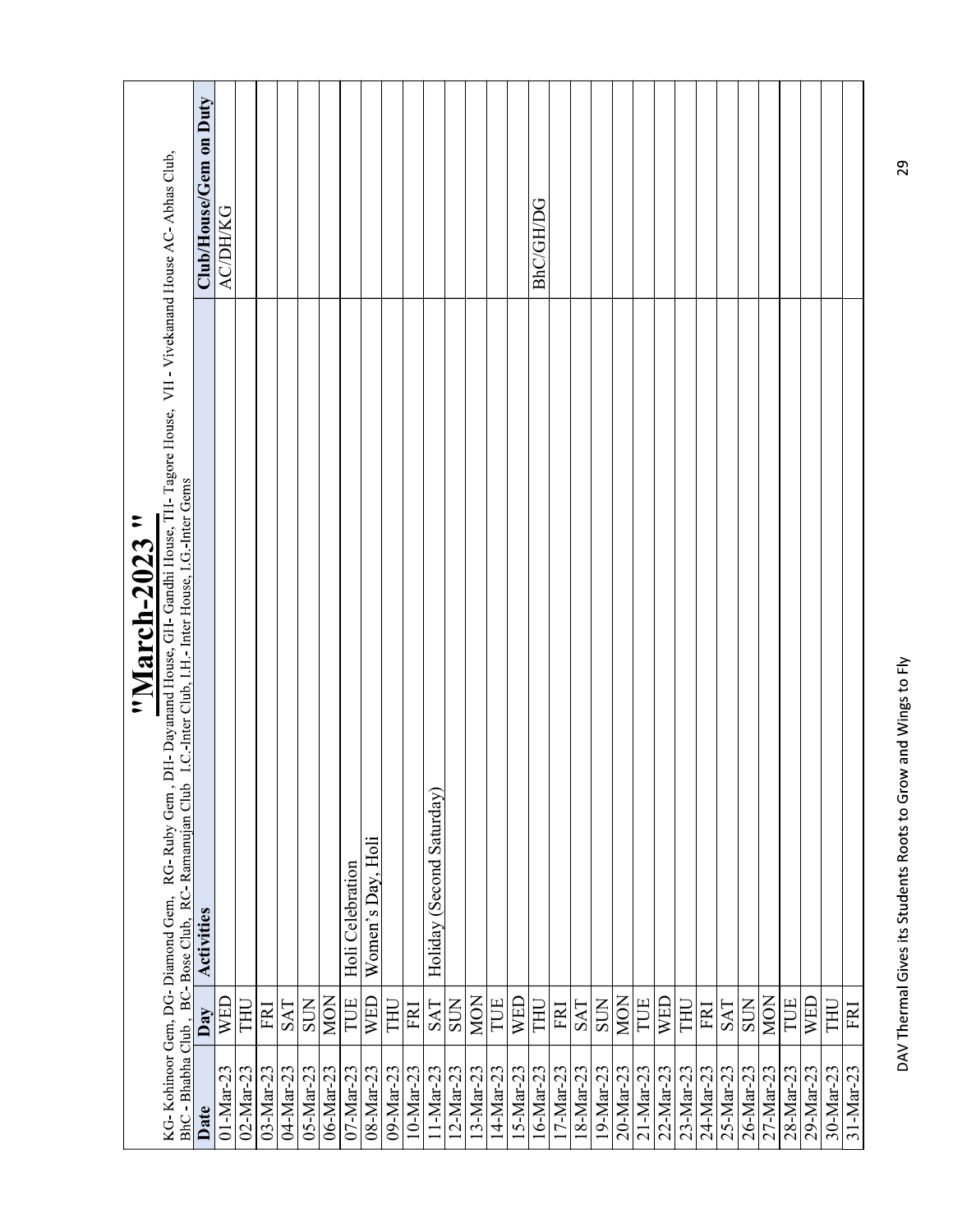# "March-2023 "

KG- Kohinoor Gem, DG- Diamond Gem, RG- Ruby Gem , DH- Dayanand House, GH- Gandhi House, TH- Tagore House, VH - Vivekanand House AC- Abhas Club, BhC - Bhabha Club , BC- Bose Club, RC- Ramanujan Club I.C.-Inter Club, I.H.- Inter House, I.G.-Inter Gems

| Date | Day | Activities | Club/House/Gem on Duty |
|---|---|---|---|
| 01-Mar-23 | WED | | AC/DH/KG |
| 02-Mar-23 | THU | | |
| 03-Mar-23 | FRI | | |
| 04-Mar-23 | SAT | | |
| 05-Mar-23 | SUN | | |
| 06-Mar-23 | MON | | |
| 07-Mar-23 | TUE | Holi Celebration | |
| 08-Mar-23 | WED | Women's Day, Holi | |
| 09-Mar-23 | THU | | |
| 10-Mar-23 | FRI | | |
| 11-Mar-23 | SAT | Holiday (Second Saturday) | |
| 12-Mar-23 | SUN | | |
| 13-Mar-23 | MON | | |
| 14-Mar-23 | TUE | | |
| 15-Mar-23 | WED | | |
| 16-Mar-23 | THU | | BhC/GH/DG |
| 17-Mar-23 | FRI | | |
| 18-Mar-23 | SAT | | |
| 19-Mar-23 | SUN | | |
| 20-Mar-23 | MON | | |
| 21-Mar-23 | TUE | | |
| 22-Mar-23 | WED | | |
| 23-Mar-23 | THU | | |
| 24-Mar-23 | FRI | | |
| 25-Mar-23 | SAT | | |
| 26-Mar-23 | SUN | | |
| 27-Mar-23 | MON | | |
| 28-Mar-23 | TUE | | |
| 29-Mar-23 | WED | | |
| 30-Mar-23 | THU | | |
| 31-Mar-23 | FRI | | |